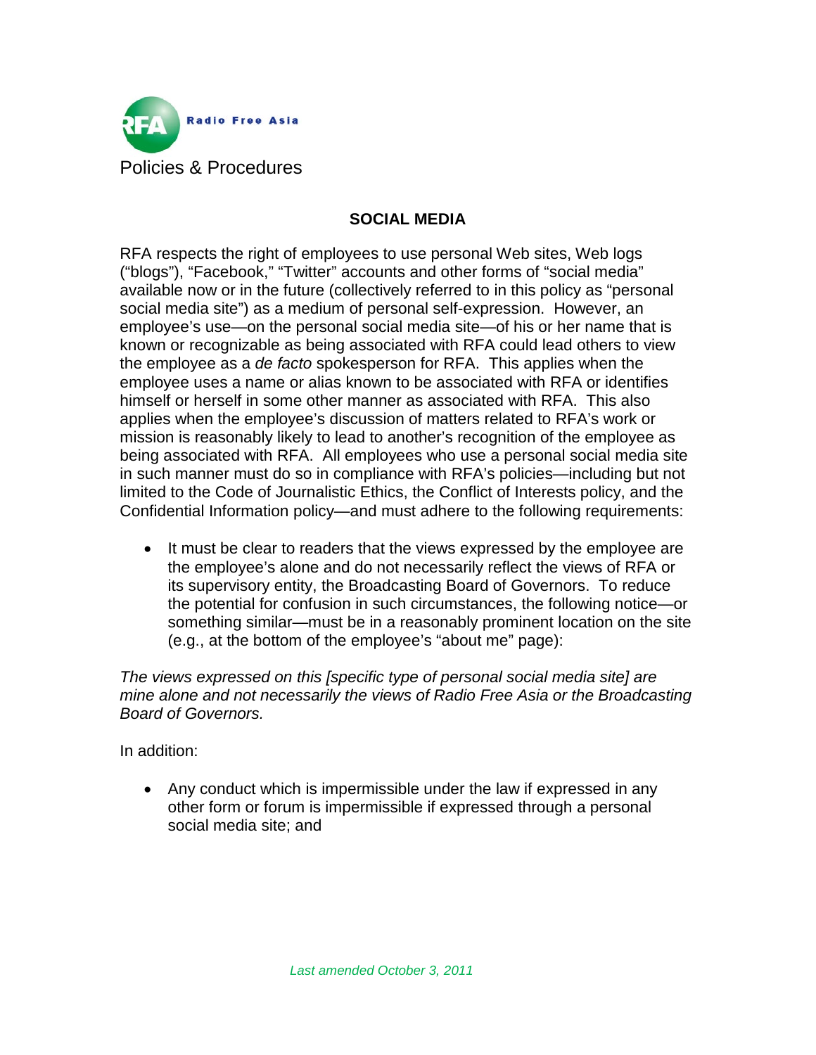Radio Free Asia

Policies & Procedures

## SOCIAL MEDIA

RFA respects the right of employees to use personal Web sites, Web logs ("blogs"), "Facebook," "Twitter" accounts and other forms of "social media" available now or in the future (collectively referred to in this policy as "personal social media site") as a medium of personal self-expression. However, an employee's use—on the personal social media site—of his or her name that is known or recognizable as being associated with RFA could lead others to view the employee as a *de facto* spokesperson for RFA. This applies when the employee uses a name or alias known to be associated with RFA or identifies himself or herself in some other manner as associated with RFA. This also applies when the employee's discussion of matters related to RFA's work or mission is reasonably likely to lead to another's recognition of the employee as being associated with RFA. All employees who use a personal social media site in such manner must do so in compliance with RFA's policies—including but not limited to the Code of Journalistic Ethics, the Conflict of Interests policy, and the Confidential Information policy—and must adhere to the following requirements:

- It must be clear to readers that the views expressed by the employee are the employee's alone and do not necessarily reflect the views of RFA or its supervisory entity, the Broadcasting Board of Governors. To reduce the potential for confusion in such circumstances, the following notice—or something similar—must be in a reasonably prominent location on the site (e.g., at the bottom of the employee's "about me" page):

*The views expressed on this [specific type of personal social media site] are mine alone and not necessarily the views of Radio Free Asia or the Broadcasting Board of Governors.*

In addition:

- Any conduct which is impermissible under the law if expressed in any other form or forum is impermissible if expressed through a personal social media site; and

*Last amended October 3, 2011*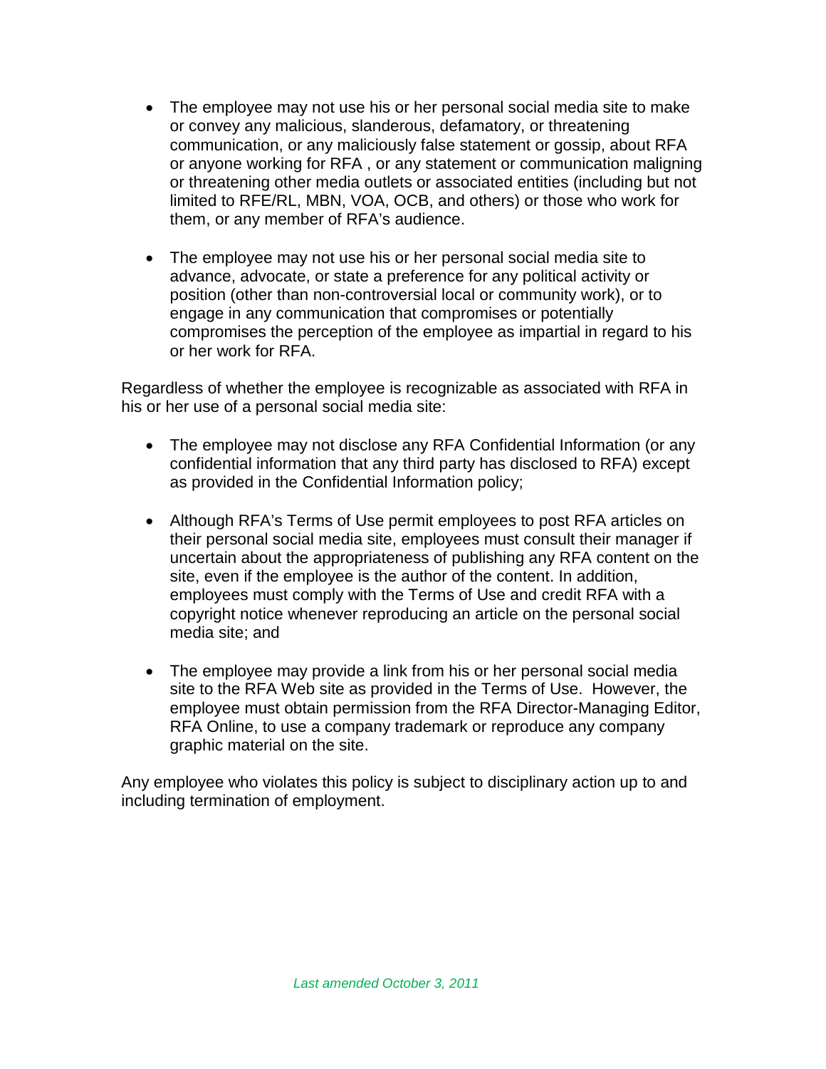- The employee may not use his or her personal social media site to make or convey any malicious, slanderous, defamatory, or threatening communication, or any maliciously false statement or gossip, about RFA or anyone working for RFA , or any statement or communication maligning or threatening other media outlets or associated entities (including but not limited to RFE/RL, MBN, VOA, OCB, and others) or those who work for them, or any member of RFA's audience.

- The employee may not use his or her personal social media site to advance, advocate, or state a preference for any political activity or position (other than non-controversial local or community work), or to engage in any communication that compromises or potentially compromises the perception of the employee as impartial in regard to his or her work for RFA.

Regardless of whether the employee is recognizable as associated with RFA in his or her use of a personal social media site:

- The employee may not disclose any RFA Confidential Information (or any confidential information that any third party has disclosed to RFA) except as provided in the Confidential Information policy;

- Although RFA's Terms of Use permit employees to post RFA articles on their personal social media site, employees must consult their manager if uncertain about the appropriateness of publishing any RFA content on the site, even if the employee is the author of the content. In addition, employees must comply with the Terms of Use and credit RFA with a copyright notice whenever reproducing an article on the personal social media site; and

- The employee may provide a link from his or her personal social media site to the RFA Web site as provided in the Terms of Use. However, the employee must obtain permission from the RFA Director-Managing Editor, RFA Online, to use a company trademark or reproduce any company graphic material on the site.

Any employee who violates this policy is subject to disciplinary action up to and including termination of employment.

*Last amended October 3, 2011*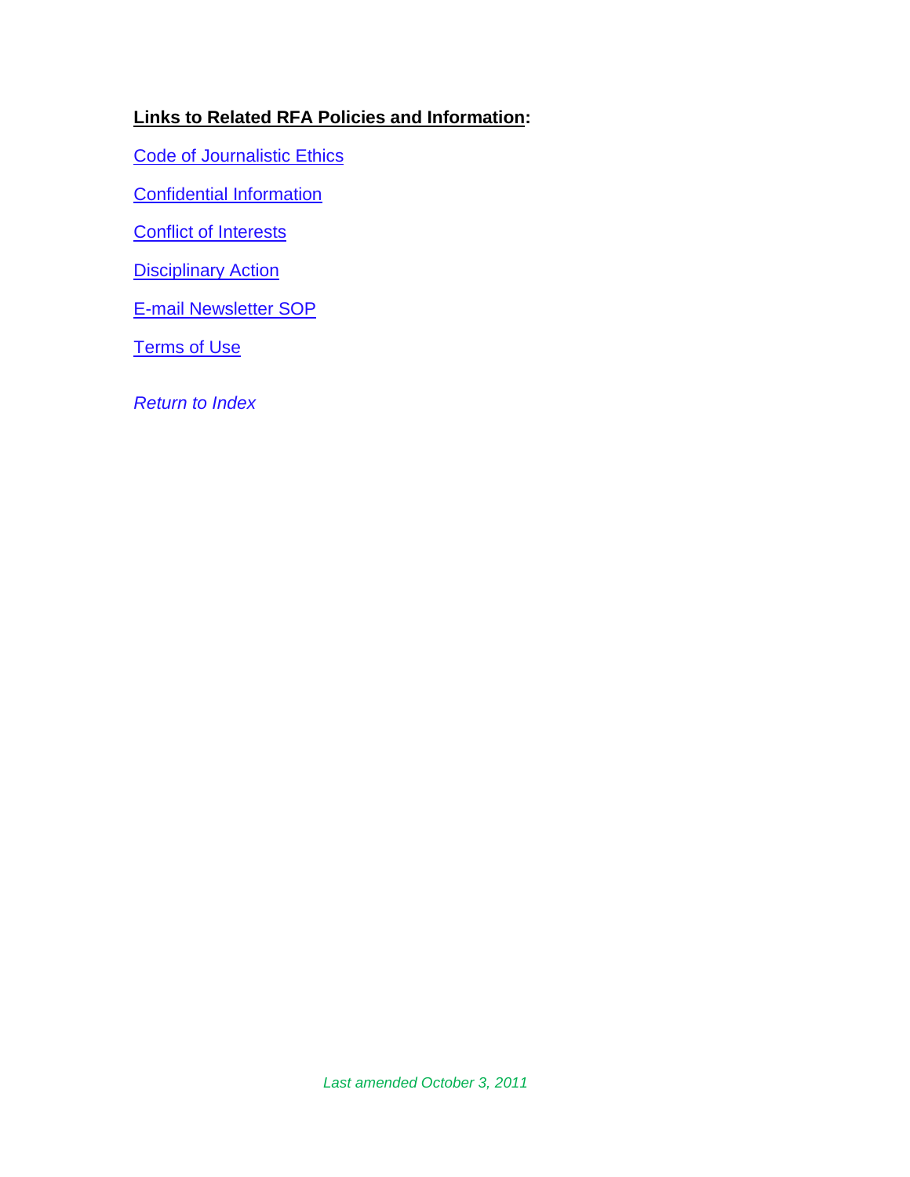**Links to Related RFA Policies and Information:**

Code of Journalistic Ethics

Confidential Information

Conflict of Interests

Disciplinary Action

E-mail Newsletter SOP

Terms of Use

*Return to Index*

*Last amended October 3, 2011*